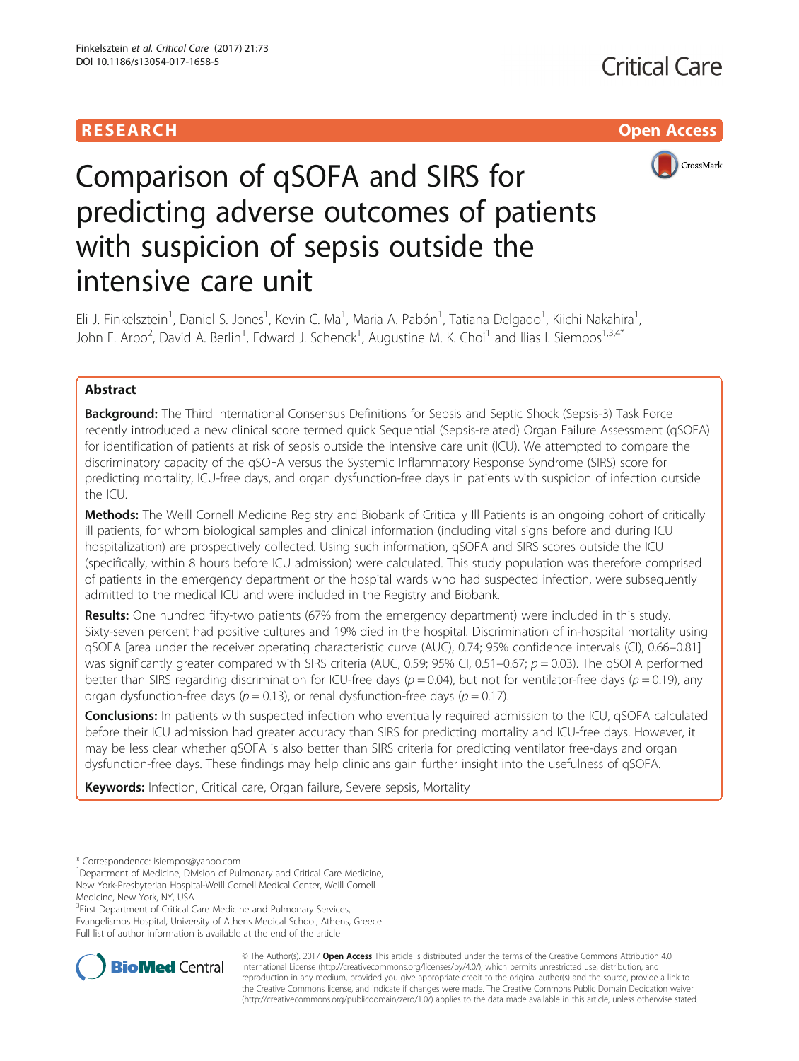RESEARCH Open Access

# Comparison of qSOFA and SIRS for predicting adverse outcomes of patients with suspicion of sepsis outside the intensive care unit

Eli J. Finkelsztein[1], Daniel S. Jones[1], Kevin C. Ma[1], Maria A. Pabón[1], Tatiana Delgado[1], Kiichi Nakahira[1], John E. Arbo[2], David A. Berlin[1], Edward J. Schenck[1], Augustine M. K. Choi[1] and Ilias I. Siempos[1,3,4*]

## Abstract

**Background:** The Third International Consensus Definitions for Sepsis and Septic Shock (Sepsis-3) Task Force recently introduced a new clinical score termed quick Sequential (Sepsis-related) Organ Failure Assessment (qSOFA) for identification of patients at risk of sepsis outside the intensive care unit (ICU). We attempted to compare the discriminatory capacity of the qSOFA versus the Systemic Inflammatory Response Syndrome (SIRS) score for predicting mortality, ICU-free days, and organ dysfunction-free days in patients with suspicion of infection outside the ICU.

**Methods:** The Weill Cornell Medicine Registry and Biobank of Critically Ill Patients is an ongoing cohort of critically ill patients, for whom biological samples and clinical information (including vital signs before and during ICU hospitalization) are prospectively collected. Using such information, qSOFA and SIRS scores outside the ICU (specifically, within 8 hours before ICU admission) were calculated. This study population was therefore comprised of patients in the emergency department or the hospital wards who had suspected infection, were subsequently admitted to the medical ICU and were included in the Registry and Biobank.

**Results:** One hundred fifty-two patients (67% from the emergency department) were included in this study. Sixty-seven percent had positive cultures and 19% died in the hospital. Discrimination of in-hospital mortality using qSOFA [area under the receiver operating characteristic curve (AUC), 0.74; 95% confidence intervals (CI), 0.66–0.81] was significantly greater compared with SIRS criteria (AUC, 0.59; 95% CI, 0.51–0.67; $p = 0.03$). The qSOFA performed better than SIRS regarding discrimination for ICU-free days ($p = 0.04$), but not for ventilator-free days ($p = 0.19$), any organ dysfunction-free days ($p = 0.13$), or renal dysfunction-free days ($p = 0.17$).

**Conclusions:** In patients with suspected infection who eventually required admission to the ICU, qSOFA calculated before their ICU admission had greater accuracy than SIRS for predicting mortality and ICU-free days. However, it may be less clear whether qSOFA is also better than SIRS criteria for predicting ventilator free-days and organ dysfunction-free days. These findings may help clinicians gain further insight into the usefulness of qSOFA.

**Keywords:** Infection, Critical care, Organ failure, Severe sepsis, Mortality

---

\* Correspondence: isiempos@yahoo.com
[1]Department of Medicine, Division of Pulmonary and Critical Care Medicine, New York-Presbyterian Hospital-Weill Cornell Medical Center, Weill Cornell Medicine, New York, NY, USA
[3]First Department of Critical Care Medicine and Pulmonary Services, Evangelismos Hospital, University of Athens Medical School, Athens, Greece
Full list of author information is available at the end of the article

© The Author(s). 2017 **Open Access** This article is distributed under the terms of the Creative Commons Attribution 4.0 International License (http://creativecommons.org/licenses/by/4.0/), which permits unrestricted use, distribution, and reproduction in any medium, provided you give appropriate credit to the original author(s) and the source, provide a link to the Creative Commons license, and indicate if changes were made. The Creative Commons Public Domain Dedication waiver (http://creativecommons.org/publicdomain/zero/1.0/) applies to the data made available in this article, unless otherwise stated.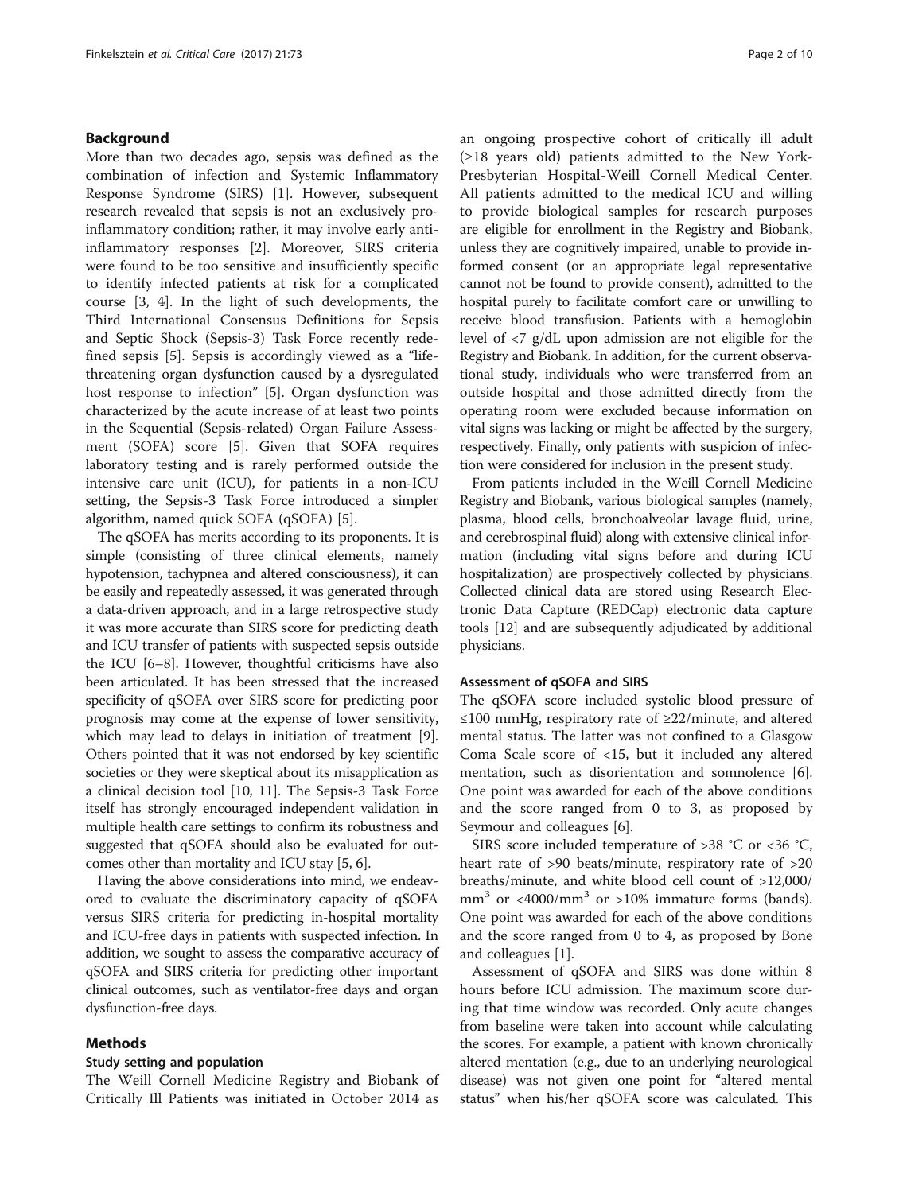## Background

More than two decades ago, sepsis was defined as the combination of infection and Systemic Inflammatory Response Syndrome (SIRS) [1]. However, subsequent research revealed that sepsis is not an exclusively pro-inflammatory condition; rather, it may involve early anti-inflammatory responses [2]. Moreover, SIRS criteria were found to be too sensitive and insufficiently specific to identify infected patients at risk for a complicated course [3, 4]. In the light of such developments, the Third International Consensus Definitions for Sepsis and Septic Shock (Sepsis-3) Task Force recently redefined sepsis [5]. Sepsis is accordingly viewed as a "life-threatening organ dysfunction caused by a dysregulated host response to infection" [5]. Organ dysfunction was characterized by the acute increase of at least two points in the Sequential (Sepsis-related) Organ Failure Assessment (SOFA) score [5]. Given that SOFA requires laboratory testing and is rarely performed outside the intensive care unit (ICU), for patients in a non-ICU setting, the Sepsis-3 Task Force introduced a simpler algorithm, named quick SOFA (qSOFA) [5].

The qSOFA has merits according to its proponents. It is simple (consisting of three clinical elements, namely hypotension, tachypnea and altered consciousness), it can be easily and repeatedly assessed, it was generated through a data-driven approach, and in a large retrospective study it was more accurate than SIRS score for predicting death and ICU transfer of patients with suspected sepsis outside the ICU [6–8]. However, thoughtful criticisms have also been articulated. It has been stressed that the increased specificity of qSOFA over SIRS score for predicting poor prognosis may come at the expense of lower sensitivity, which may lead to delays in initiation of treatment [9]. Others pointed that it was not endorsed by key scientific societies or they were skeptical about its misapplication as a clinical decision tool [10, 11]. The Sepsis-3 Task Force itself has strongly encouraged independent validation in multiple health care settings to confirm its robustness and suggested that qSOFA should also be evaluated for outcomes other than mortality and ICU stay [5, 6].

Having the above considerations into mind, we endeavored to evaluate the discriminatory capacity of qSOFA versus SIRS criteria for predicting in-hospital mortality and ICU-free days in patients with suspected infection. In addition, we sought to assess the comparative accuracy of qSOFA and SIRS criteria for predicting other important clinical outcomes, such as ventilator-free days and organ dysfunction-free days.

## Methods

### Study setting and population

The Weill Cornell Medicine Registry and Biobank of Critically Ill Patients was initiated in October 2014 as an ongoing prospective cohort of critically ill adult (≥18 years old) patients admitted to the New York-Presbyterian Hospital-Weill Cornell Medical Center. All patients admitted to the medical ICU and willing to provide biological samples for research purposes are eligible for enrollment in the Registry and Biobank, unless they are cognitively impaired, unable to provide informed consent (or an appropriate legal representative cannot not be found to provide consent), admitted to the hospital purely to facilitate comfort care or unwilling to receive blood transfusion. Patients with a hemoglobin level of <7 g/dL upon admission are not eligible for the Registry and Biobank. In addition, for the current observational study, individuals who were transferred from an outside hospital and those admitted directly from the operating room were excluded because information on vital signs was lacking or might be affected by the surgery, respectively. Finally, only patients with suspicion of infection were considered for inclusion in the present study.

From patients included in the Weill Cornell Medicine Registry and Biobank, various biological samples (namely, plasma, blood cells, bronchoalveolar lavage fluid, urine, and cerebrospinal fluid) along with extensive clinical information (including vital signs before and during ICU hospitalization) are prospectively collected by physicians. Collected clinical data are stored using Research Electronic Data Capture (REDCap) electronic data capture tools [12] and are subsequently adjudicated by additional physicians.

### Assessment of qSOFA and SIRS

The qSOFA score included systolic blood pressure of ≤100 mmHg, respiratory rate of ≥22/minute, and altered mental status. The latter was not confined to a Glasgow Coma Scale score of <15, but it included any altered mentation, such as disorientation and somnolence [6]. One point was awarded for each of the above conditions and the score ranged from 0 to 3, as proposed by Seymour and colleagues [6].

SIRS score included temperature of >38 °C or <36 °C, heart rate of >90 beats/minute, respiratory rate of >20 breaths/minute, and white blood cell count of >12,000/mm$^3$ or <4000/mm$^3$ or >10% immature forms (bands). One point was awarded for each of the above conditions and the score ranged from 0 to 4, as proposed by Bone and colleagues [1].

Assessment of qSOFA and SIRS was done within 8 hours before ICU admission. The maximum score during that time window was recorded. Only acute changes from baseline were taken into account while calculating the scores. For example, a patient with known chronically altered mentation (e.g., due to an underlying neurological disease) was not given one point for "altered mental status" when his/her qSOFA score was calculated. This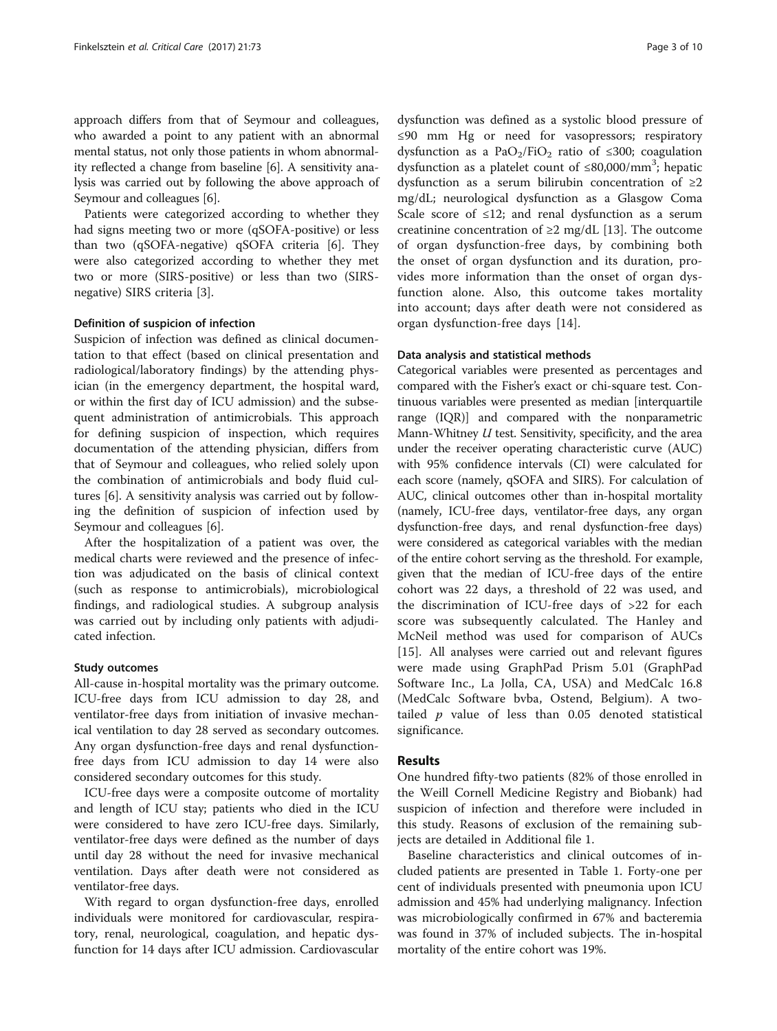approach differs from that of Seymour and colleagues, who awarded a point to any patient with an abnormal mental status, not only those patients in whom abnormality reflected a change from baseline [6]. A sensitivity analysis was carried out by following the above approach of Seymour and colleagues [6].

Patients were categorized according to whether they had signs meeting two or more (qSOFA-positive) or less than two (qSOFA-negative) qSOFA criteria [6]. They were also categorized according to whether they met two or more (SIRS-positive) or less than two (SIRS-negative) SIRS criteria [3].

### Definition of suspicion of infection

Suspicion of infection was defined as clinical documentation to that effect (based on clinical presentation and radiological/laboratory findings) by the attending physician (in the emergency department, the hospital ward, or within the first day of ICU admission) and the subsequent administration of antimicrobials. This approach for defining suspicion of inspection, which requires documentation of the attending physician, differs from that of Seymour and colleagues, who relied solely upon the combination of antimicrobials and body fluid cultures [6]. A sensitivity analysis was carried out by following the definition of suspicion of infection used by Seymour and colleagues [6].

After the hospitalization of a patient was over, the medical charts were reviewed and the presence of infection was adjudicated on the basis of clinical context (such as response to antimicrobials), microbiological findings, and radiological studies. A subgroup analysis was carried out by including only patients with adjudicated infection.

### Study outcomes

All-cause in-hospital mortality was the primary outcome. ICU-free days from ICU admission to day 28, and ventilator-free days from initiation of invasive mechanical ventilation to day 28 served as secondary outcomes. Any organ dysfunction-free days and renal dysfunction-free days from ICU admission to day 14 were also considered secondary outcomes for this study.

ICU-free days were a composite outcome of mortality and length of ICU stay; patients who died in the ICU were considered to have zero ICU-free days. Similarly, ventilator-free days were defined as the number of days until day 28 without the need for invasive mechanical ventilation. Days after death were not considered as ventilator-free days.

With regard to organ dysfunction-free days, enrolled individuals were monitored for cardiovascular, respiratory, renal, neurological, coagulation, and hepatic dysfunction for 14 days after ICU admission. Cardiovascular dysfunction was defined as a systolic blood pressure of ≤90 mm Hg or need for vasopressors; respiratory dysfunction as a $PaO_2/FiO_2$ ratio of ≤300; coagulation dysfunction as a platelet count of ≤80,000/$mm^3$; hepatic dysfunction as a serum bilirubin concentration of ≥2 mg/dL; neurological dysfunction as a Glasgow Coma Scale score of ≤12; and renal dysfunction as a serum creatinine concentration of ≥2 mg/dL [13]. The outcome of organ dysfunction-free days, by combining both the onset of organ dysfunction and its duration, provides more information than the onset of organ dysfunction alone. Also, this outcome takes mortality into account; days after death were not considered as organ dysfunction-free days [14].

### Data analysis and statistical methods

Categorical variables were presented as percentages and compared with the Fisher's exact or chi-square test. Continuous variables were presented as median [interquartile range (IQR)] and compared with the nonparametric Mann-Whitney *U* test. Sensitivity, specificity, and the area under the receiver operating characteristic curve (AUC) with 95% confidence intervals (CI) were calculated for each score (namely, qSOFA and SIRS). For calculation of AUC, clinical outcomes other than in-hospital mortality (namely, ICU-free days, ventilator-free days, any organ dysfunction-free days, and renal dysfunction-free days) were considered as categorical variables with the median of the entire cohort serving as the threshold. For example, given that the median of ICU-free days of the entire cohort was 22 days, a threshold of 22 was used, and the discrimination of ICU-free days of >22 for each score was subsequently calculated. The Hanley and McNeil method was used for comparison of AUCs [15]. All analyses were carried out and relevant figures were made using GraphPad Prism 5.01 (GraphPad Software Inc., La Jolla, CA, USA) and MedCalc 16.8 (MedCalc Software bvba, Ostend, Belgium). A two-tailed $p$ value of less than 0.05 denoted statistical significance.

## Results

One hundred fifty-two patients (82% of those enrolled in the Weill Cornell Medicine Registry and Biobank) had suspicion of infection and therefore were included in this study. Reasons of exclusion of the remaining subjects are detailed in Additional file 1.

Baseline characteristics and clinical outcomes of included patients are presented in Table 1. Forty-one per cent of individuals presented with pneumonia upon ICU admission and 45% had underlying malignancy. Infection was microbiologically confirmed in 67% and bacteremia was found in 37% of included subjects. The in-hospital mortality of the entire cohort was 19%.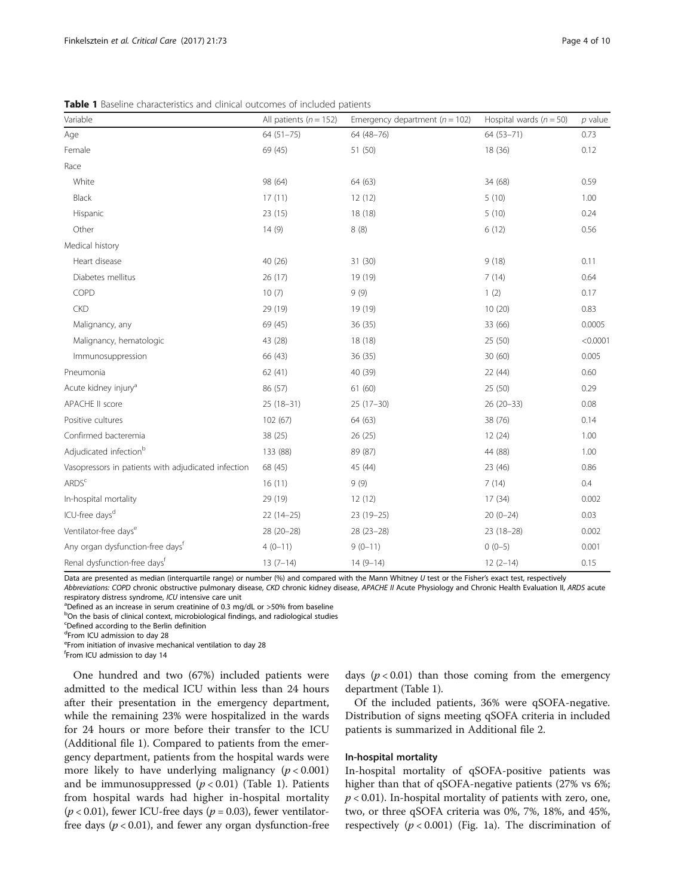**Table 1** Baseline characteristics and clinical outcomes of included patients

| Variable | All patients ($n = 152$) | Emergency department ($n = 102$) | Hospital wards ($n = 50$) | $p$ value |
|---|---|---|---|---|
| Age | 64 (51–75) | 64 (48–76) | 64 (53–71) | 0.73 |
| Female | 69 (45) | 51 (50) | 18 (36) | 0.12 |
| Race | | | | |
| White | 98 (64) | 64 (63) | 34 (68) | 0.59 |
| Black | 17 (11) | 12 (12) | 5 (10) | 1.00 |
| Hispanic | 23 (15) | 18 (18) | 5 (10) | 0.24 |
| Other | 14 (9) | 8 (8) | 6 (12) | 0.56 |
| Medical history | | | | |
| Heart disease | 40 (26) | 31 (30) | 9 (18) | 0.11 |
| Diabetes mellitus | 26 (17) | 19 (19) | 7 (14) | 0.64 |
| COPD | 10 (7) | 9 (9) | 1 (2) | 0.17 |
| CKD | 29 (19) | 19 (19) | 10 (20) | 0.83 |
| Malignancy, any | 69 (45) | 36 (35) | 33 (66) | 0.0005 |
| Malignancy, hematologic | 43 (28) | 18 (18) | 25 (50) | <0.0001 |
| Immunosuppression | 66 (43) | 36 (35) | 30 (60) | 0.005 |
| Pneumonia | 62 (41) | 40 (39) | 22 (44) | 0.60 |
| Acute kidney injury[a] | 86 (57) | 61 (60) | 25 (50) | 0.29 |
| APACHE II score | 25 (18–31) | 25 (17–30) | 26 (20–33) | 0.08 |
| Positive cultures | 102 (67) | 64 (63) | 38 (76) | 0.14 |
| Confirmed bacteremia | 38 (25) | 26 (25) | 12 (24) | 1.00 |
| Adjudicated infection[b] | 133 (88) | 89 (87) | 44 (88) | 1.00 |
| Vasopressors in patients with adjudicated infection | 68 (45) | 45 (44) | 23 (46) | 0.86 |
| ARDS[c] | 16 (11) | 9 (9) | 7 (14) | 0.4 |
| In-hospital mortality | 29 (19) | 12 (12) | 17 (34) | 0.002 |
| ICU-free days[d] | 22 (14–25) | 23 (19–25) | 20 (0–24) | 0.03 |
| Ventilator-free days[e] | 28 (20–28) | 28 (23–28) | 23 (18–28) | 0.002 |
| Any organ dysfunction-free days[f] | 4 (0–11) | 9 (0–11) | 0 (0–5) | 0.001 |
| Renal dysfunction-free days[f] | 13 (7–14) | 14 (9–14) | 12 (2–14) | 0.15 |

Data are presented as median (interquartile range) or number (%) and compared with the Mann Whitney $U$ test or the Fisher's exact test, respectively

*Abbreviations: COPD* chronic obstructive pulmonary disease, *CKD* chronic kidney disease, *APACHE II* Acute Physiology and Chronic Health Evaluation II, *ARDS* acute respiratory distress syndrome, *ICU* intensive care unit

[a]Defined as an increase in serum creatinine of 0.3 mg/dL or >50% from baseline

[b]On the basis of clinical context, microbiological findings, and radiological studies

[c]Defined according to the Berlin definition

[d]From ICU admission to day 28

[e]From initiation of invasive mechanical ventilation to day 28

[f]From ICU admission to day 14

One hundred and two (67%) included patients were admitted to the medical ICU within less than 24 hours after their presentation in the emergency department, while the remaining 23% were hospitalized in the wards for 24 hours or more before their transfer to the ICU (Additional file 1). Compared to patients from the emergency department, patients from the hospital wards were more likely to have underlying malignancy ($p < 0.001$) and be immunosuppressed ($p < 0.01$) (Table 1). Patients from hospital wards had higher in-hospital mortality ($p < 0.01$), fewer ICU-free days ($p = 0.03$), fewer ventilator-free days ($p < 0.01$), and fewer any organ dysfunction-free days ($p < 0.01$) than those coming from the emergency department (Table 1).

Of the included patients, 36% were qSOFA-negative. Distribution of signs meeting qSOFA criteria in included patients is summarized in Additional file 2.

### In-hospital mortality

In-hospital mortality of qSOFA-positive patients was higher than that of qSOFA-negative patients (27% vs 6%; $p < 0.01$). In-hospital mortality of patients with zero, one, two, or three qSOFA criteria was 0%, 7%, 18%, and 45%, respectively ($p < 0.001$) (Fig. 1a). The discrimination of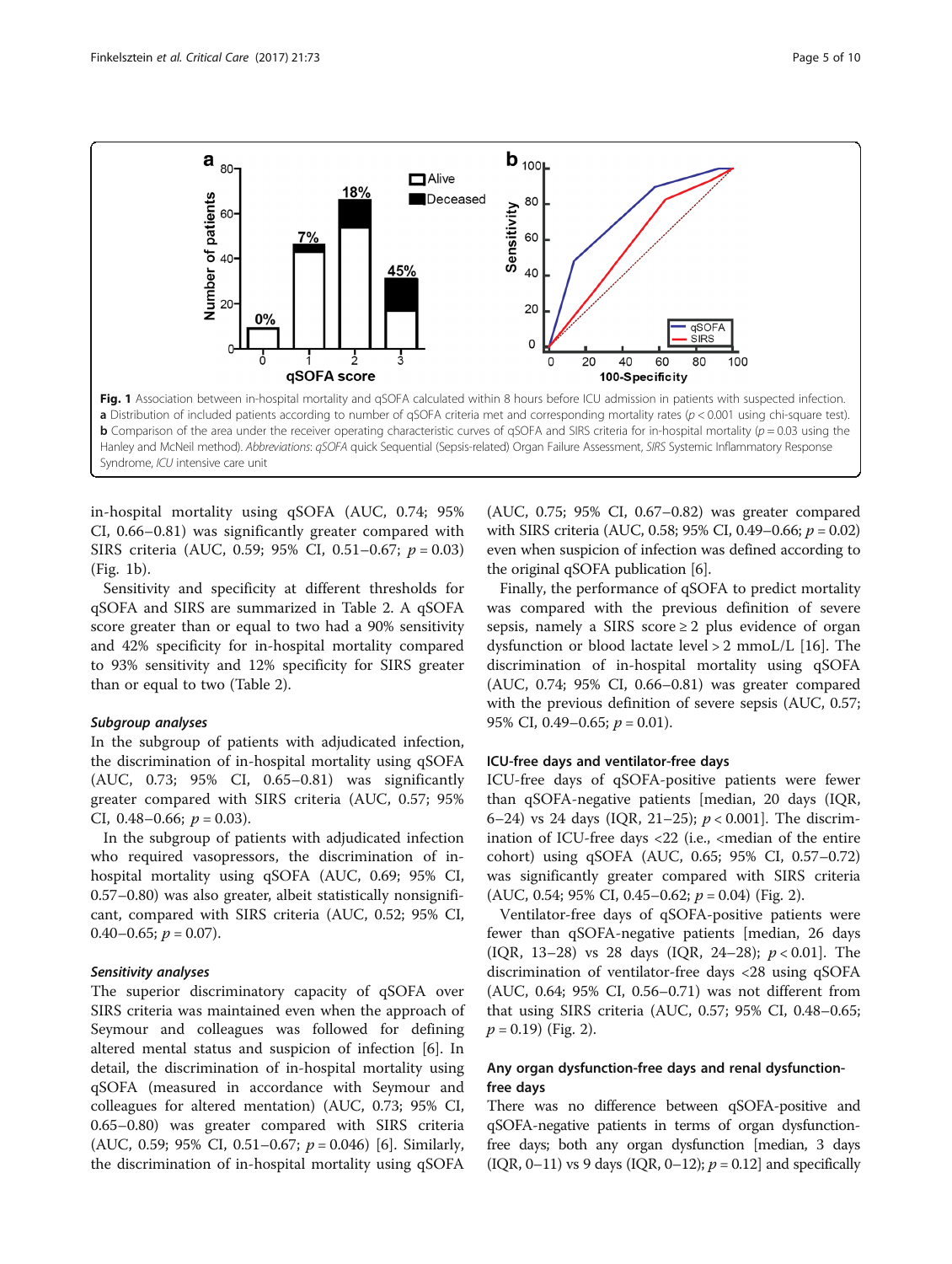**Fig. 1** Association between in-hospital mortality and qSOFA calculated within 8 hours before ICU admission in patients with suspected infection. **a** Distribution of included patients according to number of qSOFA criteria met and corresponding mortality rates ($p < 0.001$ using chi-square test). **b** Comparison of the area under the receiver operating characteristic curves of qSOFA and SIRS criteria for in-hospital mortality ($p = 0.03$ using the Hanley and McNeil method). *Abbreviations*: *qSOFA* quick Sequential (Sepsis-related) Organ Failure Assessment, *SIRS* Systemic Inflammatory Response Syndrome, *ICU* intensive care unit

in-hospital mortality using qSOFA (AUC, 0.74; 95% CI, 0.66–0.81) was significantly greater compared with SIRS criteria (AUC, 0.59; 95% CI, 0.51–0.67; $p = 0.03$) (Fig. 1b).

Sensitivity and specificity at different thresholds for qSOFA and SIRS are summarized in Table 2. A qSOFA score greater than or equal to two had a 90% sensitivity and 42% specificity for in-hospital mortality compared to 93% sensitivity and 12% specificity for SIRS greater than or equal to two (Table 2).

### *Subgroup analyses*

In the subgroup of patients with adjudicated infection, the discrimination of in-hospital mortality using qSOFA (AUC, 0.73; 95% CI, 0.65–0.81) was significantly greater compared with SIRS criteria (AUC, 0.57; 95% CI, 0.48–0.66; $p = 0.03$).

In the subgroup of patients with adjudicated infection who required vasopressors, the discrimination of in-hospital mortality using qSOFA (AUC, 0.69; 95% CI, 0.57–0.80) was also greater, albeit statistically nonsignificant, compared with SIRS criteria (AUC, 0.52; 95% CI, 0.40–0.65; $p = 0.07$).

### *Sensitivity analyses*

The superior discriminatory capacity of qSOFA over SIRS criteria was maintained even when the approach of Seymour and colleagues was followed for defining altered mental status and suspicion of infection [6]. In detail, the discrimination of in-hospital mortality using qSOFA (measured in accordance with Seymour and colleagues for altered mentation) (AUC, 0.73; 95% CI, 0.65–0.80) was greater compared with SIRS criteria (AUC, 0.59; 95% CI, 0.51–0.67; $p = 0.046$) [6]. Similarly, the discrimination of in-hospital mortality using qSOFA (AUC, 0.75; 95% CI, 0.67–0.82) was greater compared with SIRS criteria (AUC, 0.58; 95% CI, 0.49–0.66; $p = 0.02$) even when suspicion of infection was defined according to the original qSOFA publication [6].

Finally, the performance of qSOFA to predict mortality was compared with the previous definition of severe sepsis, namely a SIRS score ≥ 2 plus evidence of organ dysfunction or blood lactate level > 2 mmoL/L [16]. The discrimination of in-hospital mortality using qSOFA (AUC, 0.74; 95% CI, 0.66–0.81) was greater compared with the previous definition of severe sepsis (AUC, 0.57; 95% CI, 0.49–0.65; $p = 0.01$).

### ICU-free days and ventilator-free days

ICU-free days of qSOFA-positive patients were fewer than qSOFA-negative patients [median, 20 days (IQR, 6–24) vs 24 days (IQR, 21–25); $p < 0.001$]. The discrimination of ICU-free days <22 (i.e., <median of the entire cohort) using qSOFA (AUC, 0.65; 95% CI, 0.57–0.72) was significantly greater compared with SIRS criteria (AUC, 0.54; 95% CI, 0.45–0.62; $p = 0.04$) (Fig. 2).

Ventilator-free days of qSOFA-positive patients were fewer than qSOFA-negative patients [median, 26 days (IQR, 13–28) vs 28 days (IQR, 24–28); $p < 0.01$]. The discrimination of ventilator-free days <28 using qSOFA (AUC, 0.64; 95% CI, 0.56–0.71) was not different from that using SIRS criteria (AUC, 0.57; 95% CI, 0.48–0.65; $p = 0.19$) (Fig. 2).

### Any organ dysfunction-free days and renal dysfunction-free days

There was no difference between qSOFA-positive and qSOFA-negative patients in terms of organ dysfunction-free days; both any organ dysfunction [median, 3 days (IQR, 0–11) vs 9 days (IQR, 0–12); $p = 0.12$] and specifically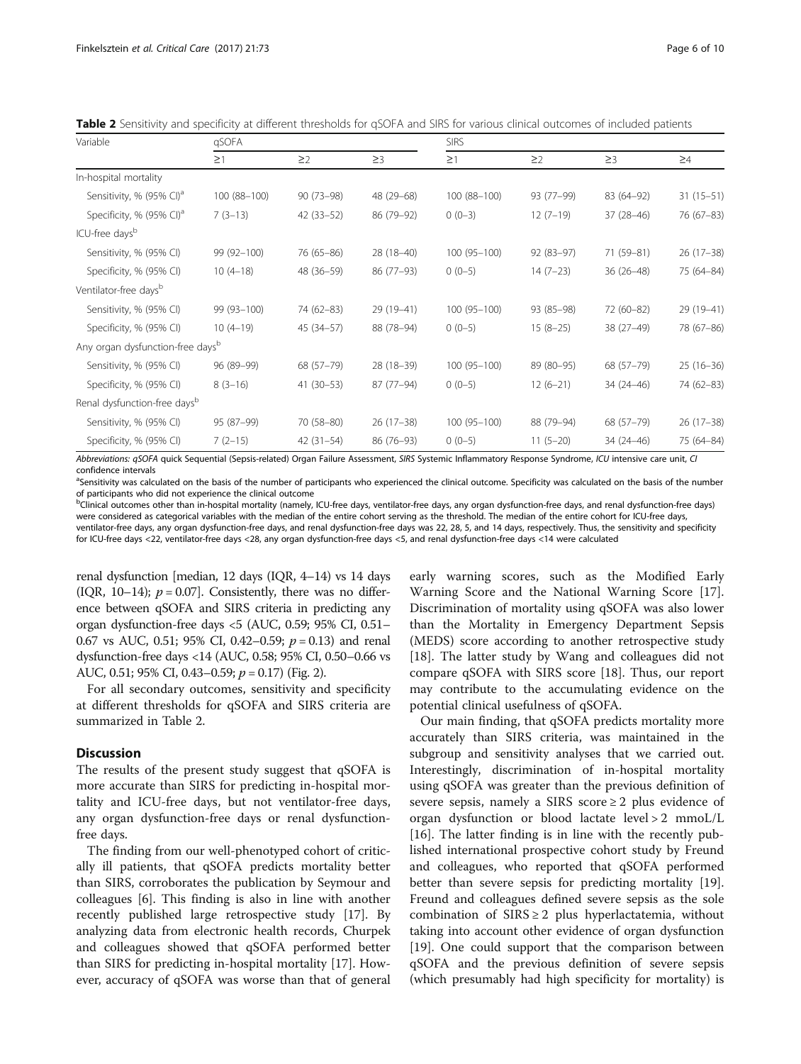**Table 2** Sensitivity and specificity at different thresholds for qSOFA and SIRS for various clinical outcomes of included patients

| Variable | qSOFA | | | SIRS | | | |
|---|---|---|---|---|---|---|---|
| | ≥1 | ≥2 | ≥3 | ≥1 | ≥2 | ≥3 | ≥4 |
| In-hospital mortality | | | | | | | |
| Sensitivity, % (95% CI)[a] | 100 (88–100) | 90 (73–98) | 48 (29–68) | 100 (88–100) | 93 (77–99) | 83 (64–92) | 31 (15–51) |
| Specificity, % (95% CI)[a] | 7 (3–13) | 42 (33–52) | 86 (79–92) | 0 (0–3) | 12 (7–19) | 37 (28–46) | 76 (67–83) |
| ICU-free days[b] | | | | | | | |
| Sensitivity, % (95% CI) | 99 (92–100) | 76 (65–86) | 28 (18–40) | 100 (95–100) | 92 (83–97) | 71 (59–81) | 26 (17–38) |
| Specificity, % (95% CI) | 10 (4–18) | 48 (36–59) | 86 (77–93) | 0 (0–5) | 14 (7–23) | 36 (26–48) | 75 (64–84) |
| Ventilator-free days[b] | | | | | | | |
| Sensitivity, % (95% CI) | 99 (93–100) | 74 (62–83) | 29 (19–41) | 100 (95–100) | 93 (85–98) | 72 (60–82) | 29 (19–41) |
| Specificity, % (95% CI) | 10 (4–19) | 45 (34–57) | 88 (78–94) | 0 (0–5) | 15 (8–25) | 38 (27–49) | 78 (67–86) |
| Any organ dysfunction-free days[b] | | | | | | | |
| Sensitivity, % (95% CI) | 96 (89–99) | 68 (57–79) | 28 (18–39) | 100 (95–100) | 89 (80–95) | 68 (57–79) | 25 (16–36) |
| Specificity, % (95% CI) | 8 (3–16) | 41 (30–53) | 87 (77–94) | 0 (0–5) | 12 (6–21) | 34 (24–46) | 74 (62–83) |
| Renal dysfunction-free days[b] | | | | | | | |
| Sensitivity, % (95% CI) | 95 (87–99) | 70 (58–80) | 26 (17–38) | 100 (95–100) | 88 (79–94) | 68 (57–79) | 26 (17–38) |
| Specificity, % (95% CI) | 7 (2–15) | 42 (31–54) | 86 (76–93) | 0 (0–5) | 11 (5–20) | 34 (24–46) | 75 (64–84) |

*Abbreviations: qSOFA* quick Sequential (Sepsis-related) Organ Failure Assessment, *SIRS* Systemic Inflammatory Response Syndrome, *ICU* intensive care unit, *CI* confidence intervals

[a]Sensitivity was calculated on the basis of the number of participants who experienced the clinical outcome. Specificity was calculated on the basis of the number of participants who did not experience the clinical outcome

[b]Clinical outcomes other than in-hospital mortality (namely, ICU-free days, ventilator-free days, any organ dysfunction-free days, and renal dysfunction-free days) were considered as categorical variables with the median of the entire cohort serving as the threshold. The median of the entire cohort for ICU-free days, ventilator-free days, any organ dysfunction-free days, and renal dysfunction-free days was 22, 28, 5, and 14 days, respectively. Thus, the sensitivity and specificity for ICU-free days <22, ventilator-free days <28, any organ dysfunction-free days <5, and renal dysfunction-free days <14 were calculated

renal dysfunction [median, 12 days (IQR, 4–14) vs 14 days (IQR, 10–14); $p = 0.07$]. Consistently, there was no difference between qSOFA and SIRS criteria in predicting any organ dysfunction-free days <5 (AUC, 0.59; 95% CI, 0.51–0.67 vs AUC, 0.51; 95% CI, 0.42–0.59; $p = 0.13$) and renal dysfunction-free days <14 (AUC, 0.58; 95% CI, 0.50–0.66 vs AUC, 0.51; 95% CI, 0.43–0.59; $p = 0.17$) (Fig. 2).

For all secondary outcomes, sensitivity and specificity at different thresholds for qSOFA and SIRS criteria are summarized in Table 2.

## Discussion

The results of the present study suggest that qSOFA is more accurate than SIRS for predicting in-hospital mortality and ICU-free days, but not ventilator-free days, any organ dysfunction-free days or renal dysfunction-free days.

The finding from our well-phenotyped cohort of critically ill patients, that qSOFA predicts mortality better than SIRS, corroborates the publication by Seymour and colleagues [6]. This finding is also in line with another recently published large retrospective study [17]. By analyzing data from electronic health records, Churpek and colleagues showed that qSOFA performed better than SIRS for predicting in-hospital mortality [17]. However, accuracy of qSOFA was worse than that of general early warning scores, such as the Modified Early Warning Score and the National Warning Score [17]. Discrimination of mortality using qSOFA was also lower than the Mortality in Emergency Department Sepsis (MEDS) score according to another retrospective study [18]. The latter study by Wang and colleagues did not compare qSOFA with SIRS score [18]. Thus, our report may contribute to the accumulating evidence on the potential clinical usefulness of qSOFA.

Our main finding, that qSOFA predicts mortality more accurately than SIRS criteria, was maintained in the subgroup and sensitivity analyses that we carried out. Interestingly, discrimination of in-hospital mortality using qSOFA was greater than the previous definition of severe sepsis, namely a SIRS score ≥ 2 plus evidence of organ dysfunction or blood lactate level > 2 mmoL/L [16]. The latter finding is in line with the recently published international prospective cohort study by Freund and colleagues, who reported that qSOFA performed better than severe sepsis for predicting mortality [19]. Freund and colleagues defined severe sepsis as the sole combination of SIRS ≥ 2 plus hyperlactatemia, without taking into account other evidence of organ dysfunction [19]. One could support that the comparison between qSOFA and the previous definition of severe sepsis (which presumably had high specificity for mortality) is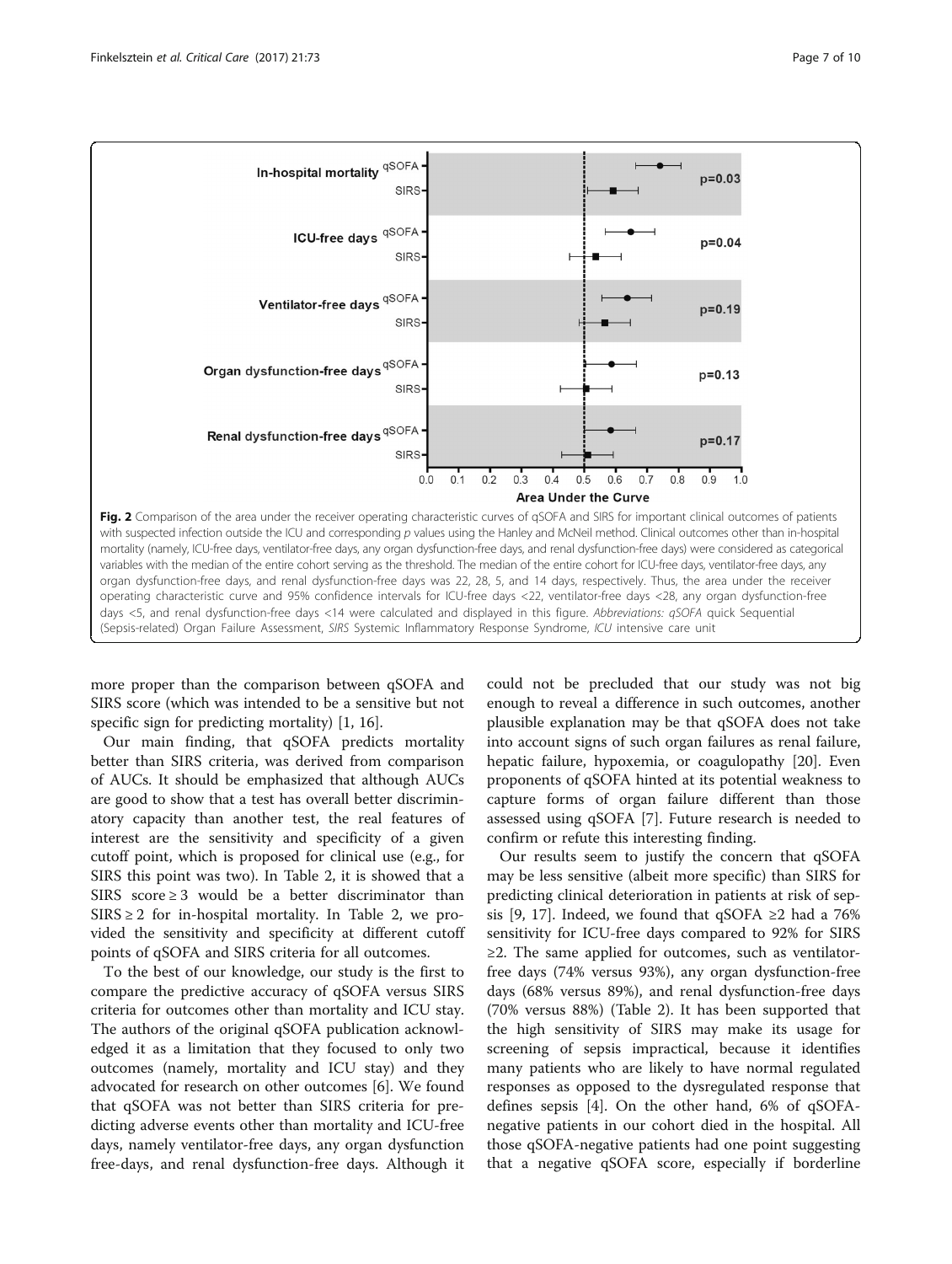Fig. 2 Comparison of the area under the receiver operating characteristic curves of qSOFA and SIRS for important clinical outcomes of patients with suspected infection outside the ICU and corresponding *p* values using the Hanley and McNeil method. Clinical outcomes other than in-hospital mortality (namely, ICU-free days, ventilator-free days, any organ dysfunction-free days, and renal dysfunction-free days) were considered as categorical variables with the median of the entire cohort serving as the threshold. The median of the entire cohort for ICU-free days, ventilator-free days, any organ dysfunction-free days, and renal dysfunction-free days was 22, 28, 5, and 14 days, respectively. Thus, the area under the receiver operating characteristic curve and 95% confidence intervals for ICU-free days <22, ventilator-free days <28, any organ dysfunction-free days <5, and renal dysfunction-free days <14 were calculated and displayed in this figure. *Abbreviations*: *qSOFA* quick Sequential (Sepsis-related) Organ Failure Assessment, *SIRS* Systemic Inflammatory Response Syndrome, *ICU* intensive care unit

more proper than the comparison between qSOFA and SIRS score (which was intended to be a sensitive but not specific sign for predicting mortality) [1, 16].

Our main finding, that qSOFA predicts mortality better than SIRS criteria, was derived from comparison of AUCs. It should be emphasized that although AUCs are good to show that a test has overall better discriminatory capacity than another test, the real features of interest are the sensitivity and specificity of a given cutoff point, which is proposed for clinical use (e.g., for SIRS this point was two). In Table 2, it is showed that a SIRS score ≥ 3 would be a better discriminator than SIRS ≥ 2 for in-hospital mortality. In Table 2, we provided the sensitivity and specificity at different cutoff points of qSOFA and SIRS criteria for all outcomes.

To the best of our knowledge, our study is the first to compare the predictive accuracy of qSOFA versus SIRS criteria for outcomes other than mortality and ICU stay. The authors of the original qSOFA publication acknowledged it as a limitation that they focused to only two outcomes (namely, mortality and ICU stay) and they advocated for research on other outcomes [6]. We found that qSOFA was not better than SIRS criteria for predicting adverse events other than mortality and ICU-free days, namely ventilator-free days, any organ dysfunction free-days, and renal dysfunction-free days. Although it could not be precluded that our study was not big enough to reveal a difference in such outcomes, another plausible explanation may be that qSOFA does not take into account signs of such organ failures as renal failure, hepatic failure, hypoxemia, or coagulopathy [20]. Even proponents of qSOFA hinted at its potential weakness to capture forms of organ failure different than those assessed using qSOFA [7]. Future research is needed to confirm or refute this interesting finding.

Our results seem to justify the concern that qSOFA may be less sensitive (albeit more specific) than SIRS for predicting clinical deterioration in patients at risk of sepsis [9, 17]. Indeed, we found that qSOFA ≥2 had a 76% sensitivity for ICU-free days compared to 92% for SIRS ≥2. The same applied for outcomes, such as ventilator-free days (74% versus 93%), any organ dysfunction-free days (68% versus 89%), and renal dysfunction-free days (70% versus 88%) (Table 2). It has been supported that the high sensitivity of SIRS may make its usage for screening of sepsis impractical, because it identifies many patients who are likely to have normal regulated responses as opposed to the dysregulated response that defines sepsis [4]. On the other hand, 6% of qSOFA-negative patients in our cohort died in the hospital. All those qSOFA-negative patients had one point suggesting that a negative qSOFA score, especially if borderline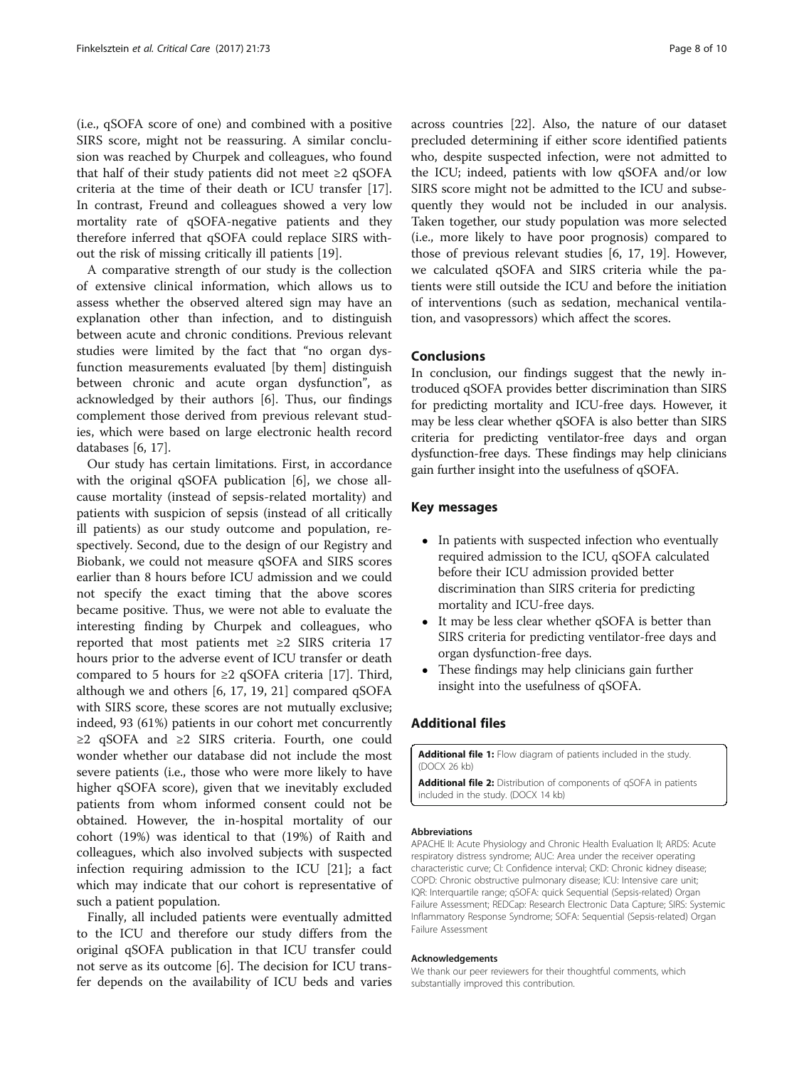(i.e., qSOFA score of one) and combined with a positive SIRS score, might not be reassuring. A similar conclusion was reached by Churpek and colleagues, who found that half of their study patients did not meet ≥2 qSOFA criteria at the time of their death or ICU transfer [17]. In contrast, Freund and colleagues showed a very low mortality rate of qSOFA-negative patients and they therefore inferred that qSOFA could replace SIRS without the risk of missing critically ill patients [19].

A comparative strength of our study is the collection of extensive clinical information, which allows us to assess whether the observed altered sign may have an explanation other than infection, and to distinguish between acute and chronic conditions. Previous relevant studies were limited by the fact that "no organ dysfunction measurements evaluated [by them] distinguish between chronic and acute organ dysfunction", as acknowledged by their authors [6]. Thus, our findings complement those derived from previous relevant studies, which were based on large electronic health record databases [6, 17].

Our study has certain limitations. First, in accordance with the original qSOFA publication [6], we chose all-cause mortality (instead of sepsis-related mortality) and patients with suspicion of sepsis (instead of all critically ill patients) as our study outcome and population, respectively. Second, due to the design of our Registry and Biobank, we could not measure qSOFA and SIRS scores earlier than 8 hours before ICU admission and we could not specify the exact timing that the above scores became positive. Thus, we were not able to evaluate the interesting finding by Churpek and colleagues, who reported that most patients met ≥2 SIRS criteria 17 hours prior to the adverse event of ICU transfer or death compared to 5 hours for ≥2 qSOFA criteria [17]. Third, although we and others [6, 17, 19, 21] compared qSOFA with SIRS score, these scores are not mutually exclusive; indeed, 93 (61%) patients in our cohort met concurrently ≥2 qSOFA and ≥2 SIRS criteria. Fourth, one could wonder whether our database did not include the most severe patients (i.e., those who were more likely to have higher qSOFA score), given that we inevitably excluded patients from whom informed consent could not be obtained. However, the in-hospital mortality of our cohort (19%) was identical to that (19%) of Raith and colleagues, which also involved subjects with suspected infection requiring admission to the ICU [21]; a fact which may indicate that our cohort is representative of such a patient population.

Finally, all included patients were eventually admitted to the ICU and therefore our study differs from the original qSOFA publication in that ICU transfer could not serve as its outcome [6]. The decision for ICU transfer depends on the availability of ICU beds and varies across countries [22]. Also, the nature of our dataset precluded determining if either score identified patients who, despite suspected infection, were not admitted to the ICU; indeed, patients with low qSOFA and/or low SIRS score might not be admitted to the ICU and subsequently they would not be included in our analysis. Taken together, our study population was more selected (i.e., more likely to have poor prognosis) compared to those of previous relevant studies [6, 17, 19]. However, we calculated qSOFA and SIRS criteria while the patients were still outside the ICU and before the initiation of interventions (such as sedation, mechanical ventilation, and vasopressors) which affect the scores.

## Conclusions

In conclusion, our findings suggest that the newly introduced qSOFA provides better discrimination than SIRS for predicting mortality and ICU-free days. However, it may be less clear whether qSOFA is also better than SIRS criteria for predicting ventilator-free days and organ dysfunction-free days. These findings may help clinicians gain further insight into the usefulness of qSOFA.

## Key messages

- In patients with suspected infection who eventually required admission to the ICU, qSOFA calculated before their ICU admission provided better discrimination than SIRS criteria for predicting mortality and ICU-free days.
- It may be less clear whether qSOFA is better than SIRS criteria for predicting ventilator-free days and organ dysfunction-free days.
- These findings may help clinicians gain further insight into the usefulness of qSOFA.

## Additional files

**Additional file 1:** Flow diagram of patients included in the study. (DOCX 26 kb)

**Additional file 2:** Distribution of components of qSOFA in patients included in the study. (DOCX 14 kb)

#### Abbreviations

APACHE II: Acute Physiology and Chronic Health Evaluation II; ARDS: Acute respiratory distress syndrome; AUC: Area under the receiver operating characteristic curve; CI: Confidence interval; CKD: Chronic kidney disease; COPD: Chronic obstructive pulmonary disease; ICU: Intensive care unit; IQR: Interquartile range; qSOFA: quick Sequential (Sepsis-related) Organ Failure Assessment; REDCap: Research Electronic Data Capture; SIRS: Systemic Inflammatory Response Syndrome; SOFA: Sequential (Sepsis-related) Organ Failure Assessment

#### Acknowledgements

We thank our peer reviewers for their thoughtful comments, which substantially improved this contribution.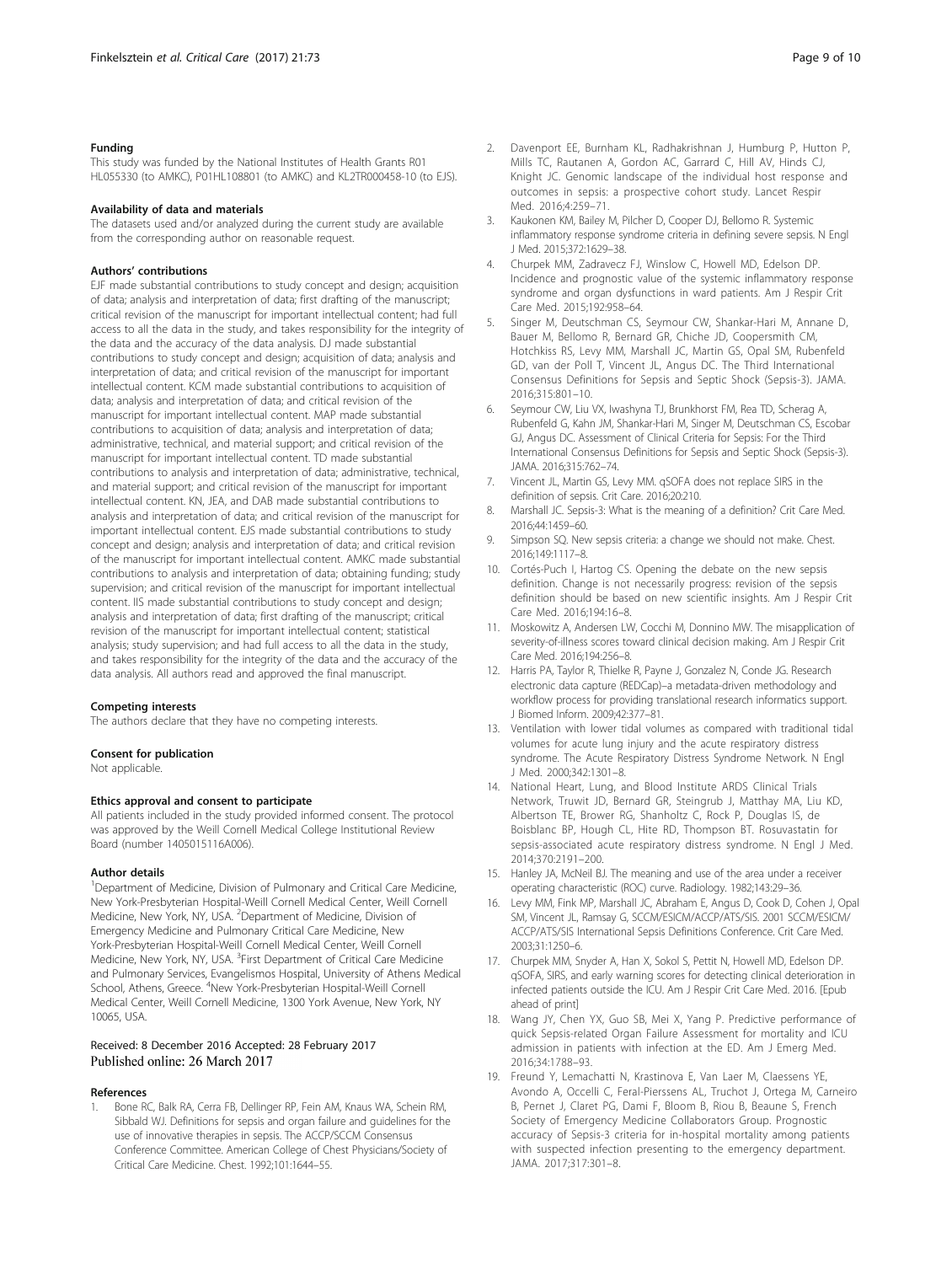### Funding

This study was funded by the National Institutes of Health Grants R01 HL055330 (to AMKC), P01HL108801 (to AMKC) and KL2TR000458-10 (to EJS).

### Availability of data and materials

The datasets used and/or analyzed during the current study are available from the corresponding author on reasonable request.

### Authors' contributions

EJF made substantial contributions to study concept and design; acquisition of data; analysis and interpretation of data; first drafting of the manuscript; critical revision of the manuscript for important intellectual content; had full access to all the data in the study, and takes responsibility for the integrity of the data and the accuracy of the data analysis. DJ made substantial contributions to study concept and design; acquisition of data; analysis and interpretation of data; and critical revision of the manuscript for important intellectual content. KCM made substantial contributions to acquisition of data; analysis and interpretation of data; and critical revision of the manuscript for important intellectual content. MAP made substantial contributions to acquisition of data; analysis and interpretation of data; administrative, technical, and material support; and critical revision of the manuscript for important intellectual content. TD made substantial contributions to analysis and interpretation of data; administrative, technical, and material support; and critical revision of the manuscript for important intellectual content. KN, JEA, and DAB made substantial contributions to analysis and interpretation of data; and critical revision of the manuscript for important intellectual content. EJS made substantial contributions to study concept and design; analysis and interpretation of data; and critical revision of the manuscript for important intellectual content. AMKC made substantial contributions to analysis and interpretation of data; obtaining funding; study supervision; and critical revision of the manuscript for important intellectual content. IIS made substantial contributions to study concept and design; analysis and interpretation of data; first drafting of the manuscript; critical revision of the manuscript for important intellectual content; statistical analysis; study supervision; and had full access to all the data in the study, and takes responsibility for the integrity of the data and the accuracy of the data analysis. All authors read and approved the final manuscript.

### Competing interests

The authors declare that they have no competing interests.

### Consent for publication

Not applicable.

### Ethics approval and consent to participate

All patients included in the study provided informed consent. The protocol was approved by the Weill Cornell Medical College Institutional Review Board (number 1405015116A006).

### Author details

[1]Department of Medicine, Division of Pulmonary and Critical Care Medicine, New York-Presbyterian Hospital-Weill Cornell Medical Center, Weill Cornell Medicine, New York, NY, USA. [2]Department of Medicine, Division of Emergency Medicine and Pulmonary Critical Care Medicine, New York-Presbyterian Hospital-Weill Cornell Medical Center, Weill Cornell Medicine, New York, NY, USA. [3]First Department of Critical Care Medicine and Pulmonary Services, Evangelismos Hospital, University of Athens Medical School, Athens, Greece. [4]New York-Presbyterian Hospital-Weill Cornell Medical Center, Weill Cornell Medicine, 1300 York Avenue, New York, NY 10065, USA.

Received: 8 December 2016 Accepted: 28 February 2017
Published online: 26 March 2017

### References

1. Bone RC, Balk RA, Cerra FB, Dellinger RP, Fein AM, Knaus WA, Schein RM, Sibbald WJ. Definitions for sepsis and organ failure and guidelines for the use of innovative therapies in sepsis. The ACCP/SCCM Consensus Conference Committee. American College of Chest Physicians/Society of Critical Care Medicine. Chest. 1992;101:1644–55.
2. Davenport EE, Burnham KL, Radhakrishnan J, Humburg P, Hutton P, Mills TC, Rautanen A, Gordon AC, Garrard C, Hill AV, Hinds CJ, Knight JC. Genomic landscape of the individual host response and outcomes in sepsis: a prospective cohort study. Lancet Respir Med. 2016;4:259–71.
3. Kaukonen KM, Bailey M, Pilcher D, Cooper DJ, Bellomo R. Systemic inflammatory response syndrome criteria in defining severe sepsis. N Engl J Med. 2015;372:1629–38.
4. Churpek MM, Zadravecz FJ, Winslow C, Howell MD, Edelson DP. Incidence and prognostic value of the systemic inflammatory response syndrome and organ dysfunctions in ward patients. Am J Respir Crit Care Med. 2015;192:958–64.
5. Singer M, Deutschman CS, Seymour CW, Shankar-Hari M, Annane D, Bauer M, Bellomo R, Bernard GR, Chiche JD, Coopersmith CM, Hotchkiss RS, Levy MM, Marshall JC, Martin GS, Opal SM, Rubenfeld GD, van der Poll T, Vincent JL, Angus DC. The Third International Consensus Definitions for Sepsis and Septic Shock (Sepsis-3). JAMA. 2016;315:801–10.
6. Seymour CW, Liu VX, Iwashyna TJ, Brunkhorst FM, Rea TD, Scherag A, Rubenfeld G, Kahn JM, Shankar-Hari M, Singer M, Deutschman CS, Escobar GJ, Angus DC. Assessment of Clinical Criteria for Sepsis: For the Third International Consensus Definitions for Sepsis and Septic Shock (Sepsis-3). JAMA. 2016;315:762–74.
7. Vincent JL, Martin GS, Levy MM. qSOFA does not replace SIRS in the definition of sepsis. Crit Care. 2016;20:210.
8. Marshall JC. Sepsis-3: What is the meaning of a definition? Crit Care Med. 2016;44:1459–60.
9. Simpson SQ. New sepsis criteria: a change we should not make. Chest. 2016;149:1117–8.
10. Cortés-Puch I, Hartog CS. Opening the debate on the new sepsis definition. Change is not necessarily progress: revision of the sepsis definition should be based on new scientific insights. Am J Respir Crit Care Med. 2016;194:16–8.
11. Moskowitz A, Andersen LW, Cocchi M, Donnino MW. The misapplication of severity-of-illness scores toward clinical decision making. Am J Respir Crit Care Med. 2016;194:256–8.
12. Harris PA, Taylor R, Thielke R, Payne J, Gonzalez N, Conde JG. Research electronic data capture (REDCap)–a metadata-driven methodology and workflow process for providing translational research informatics support. J Biomed Inform. 2009;42:377–81.
13. Ventilation with lower tidal volumes as compared with traditional tidal volumes for acute lung injury and the acute respiratory distress syndrome. The Acute Respiratory Distress Syndrome Network. N Engl J Med. 2000;342:1301–8.
14. National Heart, Lung, and Blood Institute ARDS Clinical Trials Network, Truwit JD, Bernard GR, Steingrub J, Matthay MA, Liu KD, Albertson TE, Brower RG, Shanholtz C, Rock P, Douglas IS, de Boisblanc BP, Hough CL, Hite RD, Thompson BT. Rosuvastatin for sepsis-associated acute respiratory distress syndrome. N Engl J Med. 2014;370:2191–200.
15. Hanley JA, McNeil BJ. The meaning and use of the area under a receiver operating characteristic (ROC) curve. Radiology. 1982;143:29–36.
16. Levy MM, Fink MP, Marshall JC, Abraham E, Angus D, Cook D, Cohen J, Opal SM, Vincent JL, Ramsay G, SCCM/ESICM/ACCP/ATS/SIS. 2001 SCCM/ESICM/ACCP/ATS/SIS International Sepsis Definitions Conference. Crit Care Med. 2003;31:1250–6.
17. Churpek MM, Snyder A, Han X, Sokol S, Pettit N, Howell MD, Edelson DP. qSOFA, SIRS, and early warning scores for detecting clinical deterioration in infected patients outside the ICU. Am J Respir Crit Care Med. 2016. [Epub ahead of print]
18. Wang JY, Chen YX, Guo SB, Mei X, Yang P. Predictive performance of quick Sepsis-related Organ Failure Assessment for mortality and ICU admission in patients with infection at the ED. Am J Emerg Med. 2016;34:1788–93.
19. Freund Y, Lemachatti N, Krastinova E, Van Laer M, Claessens YE, Avondo A, Occelli C, Feral-Pierssens AL, Truchot J, Ortega M, Carneiro B, Pernet J, Claret PG, Dami F, Bloom B, Riou B, Beaune S, French Society of Emergency Medicine Collaborators Group. Prognostic accuracy of Sepsis-3 criteria for in-hospital mortality among patients with suspected infection presenting to the emergency department. JAMA. 2017;317:301–8.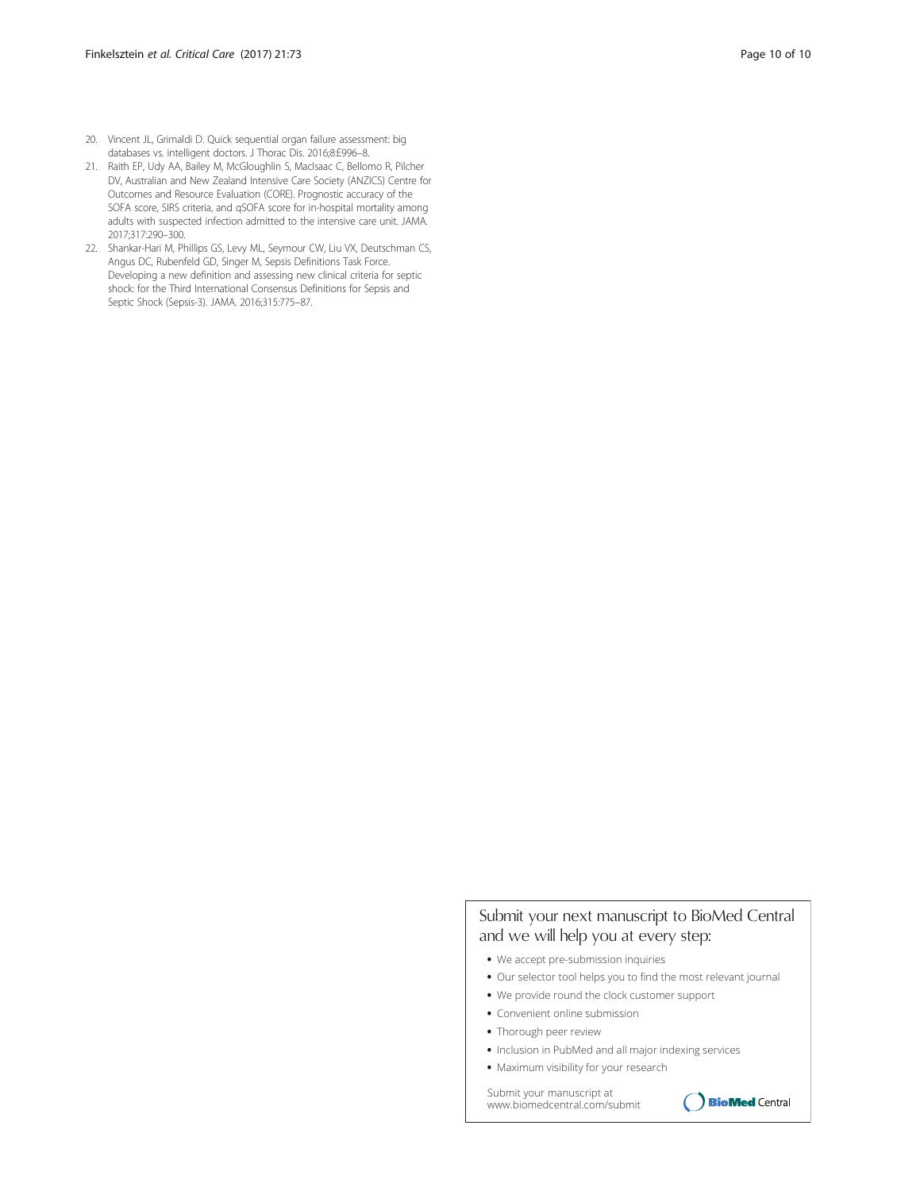20. Vincent JL, Grimaldi D. Quick sequential organ failure assessment: big databases vs. intelligent doctors. J Thorac Dis. 2016;8:E996–8.
21. Raith EP, Udy AA, Bailey M, McGloughlin S, MacIsaac C, Bellomo R, Pilcher DV, Australian and New Zealand Intensive Care Society (ANZICS) Centre for Outcomes and Resource Evaluation (CORE). Prognostic accuracy of the SOFA score, SIRS criteria, and qSOFA score for in-hospital mortality among adults with suspected infection admitted to the intensive care unit. JAMA. 2017;317:290–300.
22. Shankar-Hari M, Phillips GS, Levy ML, Seymour CW, Liu VX, Deutschman CS, Angus DC, Rubenfeld GD, Singer M, Sepsis Definitions Task Force. Developing a new definition and assessing new clinical criteria for septic shock: for the Third International Consensus Definitions for Sepsis and Septic Shock (Sepsis-3). JAMA. 2016;315:775–87.

Submit your next manuscript to BioMed Central and we will help you at every step:

- We accept pre-submission inquiries
- Our selector tool helps you to find the most relevant journal
- We provide round the clock customer support
- Convenient online submission
- Thorough peer review
- Inclusion in PubMed and all major indexing services
- Maximum visibility for your research

Submit your manuscript at www.biomedcentral.com/submit

BioMed Central